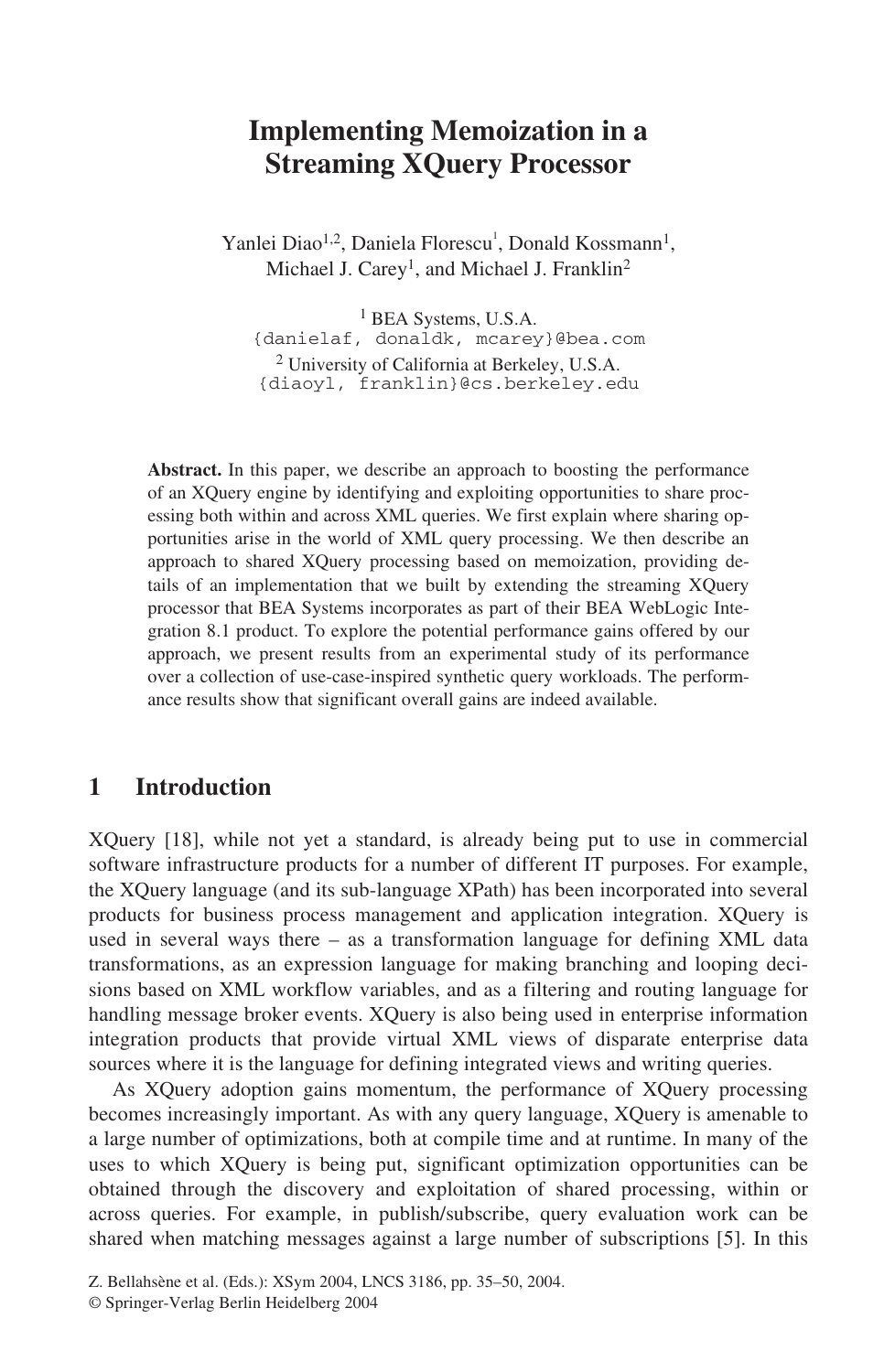# Implementing Memoization in a Streaming XQuery Processor

Yanlei Diao[1,2], Daniela Florescu[1], Donald Kossmann[1], Michael J. Carey[1], and Michael J. Franklin[2]

[1] BEA Systems, U.S.A.
{danielaf, donaldk, mcarey}@bea.com

[2] University of California at Berkeley, U.S.A.
{diaoyl, franklin}@cs.berkeley.edu

**Abstract.** In this paper, we describe an approach to boosting the performance of an XQuery engine by identifying and exploiting opportunities to share processing both within and across XML queries. We first explain where sharing opportunities arise in the world of XML query processing. We then describe an approach to shared XQuery processing based on memoization, providing details of an implementation that we built by extending the streaming XQuery processor that BEA Systems incorporates as part of their BEA WebLogic Integration 8.1 product. To explore the potential performance gains offered by our approach, we present results from an experimental study of its performance over a collection of use-case-inspired synthetic query workloads. The performance results show that significant overall gains are indeed available.

## 1 Introduction

XQuery [18], while not yet a standard, is already being put to use in commercial software infrastructure products for a number of different IT purposes. For example, the XQuery language (and its sub-language XPath) has been incorporated into several products for business process management and application integration. XQuery is used in several ways there – as a transformation language for defining XML data transformations, as an expression language for making branching and looping decisions based on XML workflow variables, and as a filtering and routing language for handling message broker events. XQuery is also being used in enterprise information integration products that provide virtual XML views of disparate enterprise data sources where it is the language for defining integrated views and writing queries.

As XQuery adoption gains momentum, the performance of XQuery processing becomes increasingly important. As with any query language, XQuery is amenable to a large number of optimizations, both at compile time and at runtime. In many of the uses to which XQuery is being put, significant optimization opportunities can be obtained through the discovery and exploitation of shared processing, within or across queries. For example, in publish/subscribe, query evaluation work can be shared when matching messages against a large number of subscriptions [5]. In this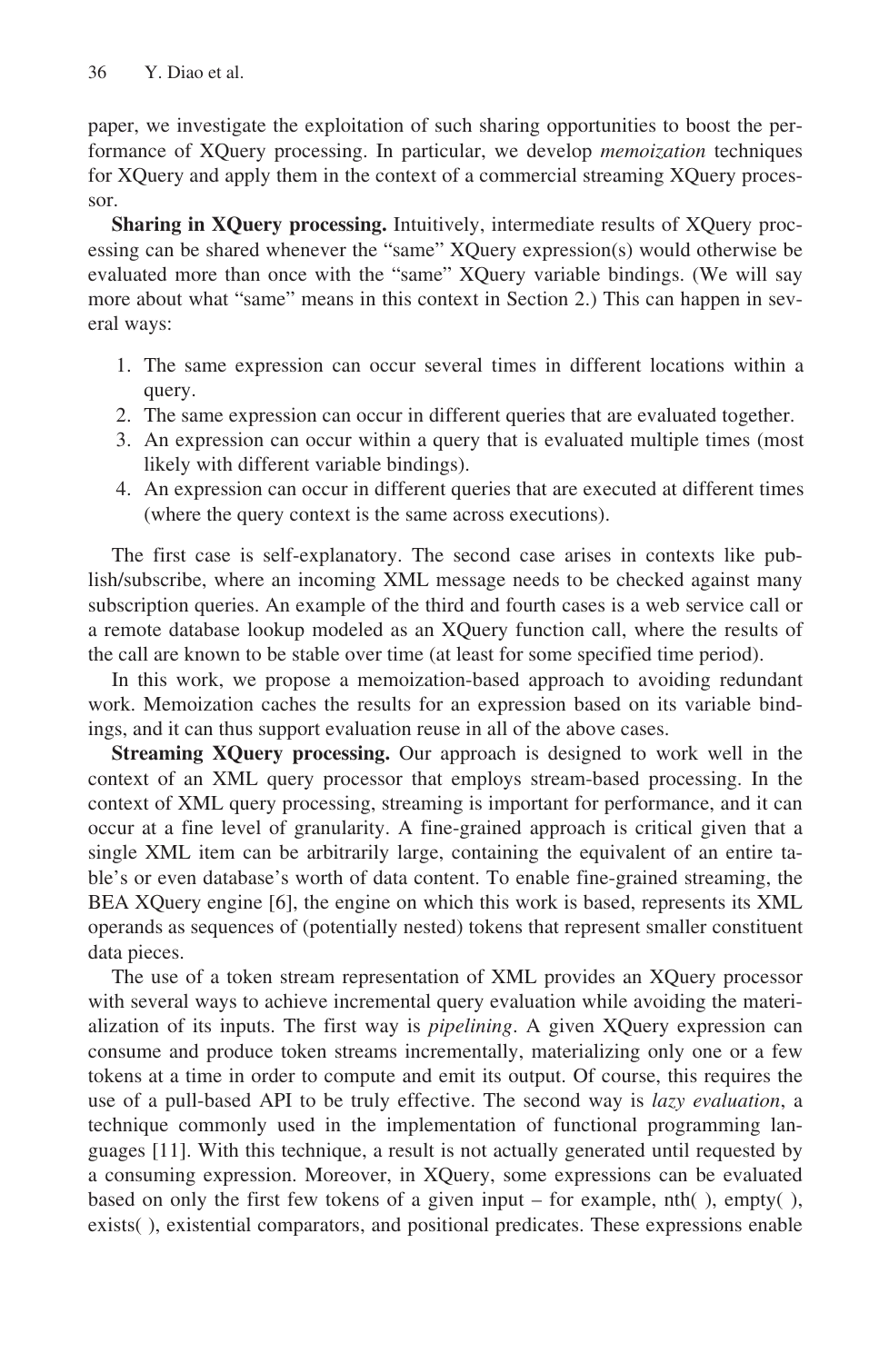paper, we investigate the exploitation of such sharing opportunities to boost the performance of XQuery processing. In particular, we develop *memoization* techniques for XQuery and apply them in the context of a commercial streaming XQuery processor.

**Sharing in XQuery processing.** Intuitively, intermediate results of XQuery processing can be shared whenever the "same" XQuery expression(s) would otherwise be evaluated more than once with the "same" XQuery variable bindings. (We will say more about what "same" means in this context in Section 2.) This can happen in several ways:

1. The same expression can occur several times in different locations within a query.
2. The same expression can occur in different queries that are evaluated together.
3. An expression can occur within a query that is evaluated multiple times (most likely with different variable bindings).
4. An expression can occur in different queries that are executed at different times (where the query context is the same across executions).

The first case is self-explanatory. The second case arises in contexts like publish/subscribe, where an incoming XML message needs to be checked against many subscription queries. An example of the third and fourth cases is a web service call or a remote database lookup modeled as an XQuery function call, where the results of the call are known to be stable over time (at least for some specified time period).

In this work, we propose a memoization-based approach to avoiding redundant work. Memoization caches the results for an expression based on its variable bindings, and it can thus support evaluation reuse in all of the above cases.

**Streaming XQuery processing.** Our approach is designed to work well in the context of an XML query processor that employs stream-based processing. In the context of XML query processing, streaming is important for performance, and it can occur at a fine level of granularity. A fine-grained approach is critical given that a single XML item can be arbitrarily large, containing the equivalent of an entire table's or even database's worth of data content. To enable fine-grained streaming, the BEA XQuery engine [6], the engine on which this work is based, represents its XML operands as sequences of (potentially nested) tokens that represent smaller constituent data pieces.

The use of a token stream representation of XML provides an XQuery processor with several ways to achieve incremental query evaluation while avoiding the materialization of its inputs. The first way is *pipelining*. A given XQuery expression can consume and produce token streams incrementally, materializing only one or a few tokens at a time in order to compute and emit its output. Of course, this requires the use of a pull-based API to be truly effective. The second way is *lazy evaluation*, a technique commonly used in the implementation of functional programming languages [11]. With this technique, a result is not actually generated until requested by a consuming expression. Moreover, in XQuery, some expressions can be evaluated based on only the first few tokens of a given input – for example, nth( ), empty( ), exists( ), existential comparators, and positional predicates. These expressions enable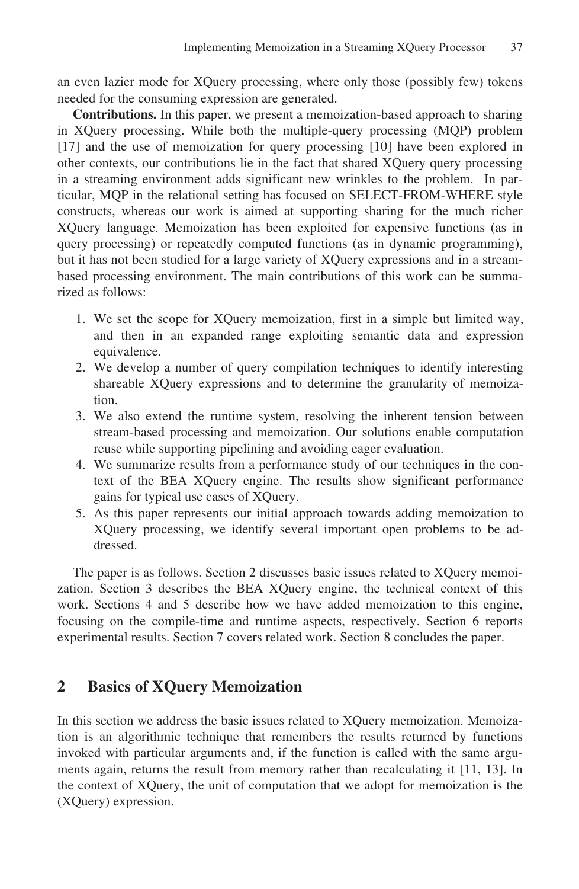an even lazier mode for XQuery processing, where only those (possibly few) tokens needed for the consuming expression are generated.

**Contributions.** In this paper, we present a memoization-based approach to sharing in XQuery processing. While both the multiple-query processing (MQP) problem [17] and the use of memoization for query processing [10] have been explored in other contexts, our contributions lie in the fact that shared XQuery query processing in a streaming environment adds significant new wrinkles to the problem. In particular, MQP in the relational setting has focused on SELECT-FROM-WHERE style constructs, whereas our work is aimed at supporting sharing for the much richer XQuery language. Memoization has been exploited for expensive functions (as in query processing) or repeatedly computed functions (as in dynamic programming), but it has not been studied for a large variety of XQuery expressions and in a stream-based processing environment. The main contributions of this work can be summarized as follows:

1. We set the scope for XQuery memoization, first in a simple but limited way, and then in an expanded range exploiting semantic data and expression equivalence.
2. We develop a number of query compilation techniques to identify interesting shareable XQuery expressions and to determine the granularity of memoization.
3. We also extend the runtime system, resolving the inherent tension between stream-based processing and memoization. Our solutions enable computation reuse while supporting pipelining and avoiding eager evaluation.
4. We summarize results from a performance study of our techniques in the context of the BEA XQuery engine. The results show significant performance gains for typical use cases of XQuery.
5. As this paper represents our initial approach towards adding memoization to XQuery processing, we identify several important open problems to be addressed.

The paper is as follows. Section 2 discusses basic issues related to XQuery memoization. Section 3 describes the BEA XQuery engine, the technical context of this work. Sections 4 and 5 describe how we have added memoization to this engine, focusing on the compile-time and runtime aspects, respectively. Section 6 reports experimental results. Section 7 covers related work. Section 8 concludes the paper.

## 2 Basics of XQuery Memoization

In this section we address the basic issues related to XQuery memoization. Memoization is an algorithmic technique that remembers the results returned by functions invoked with particular arguments and, if the function is called with the same arguments again, returns the result from memory rather than recalculating it [11, 13]. In the context of XQuery, the unit of computation that we adopt for memoization is the (XQuery) expression.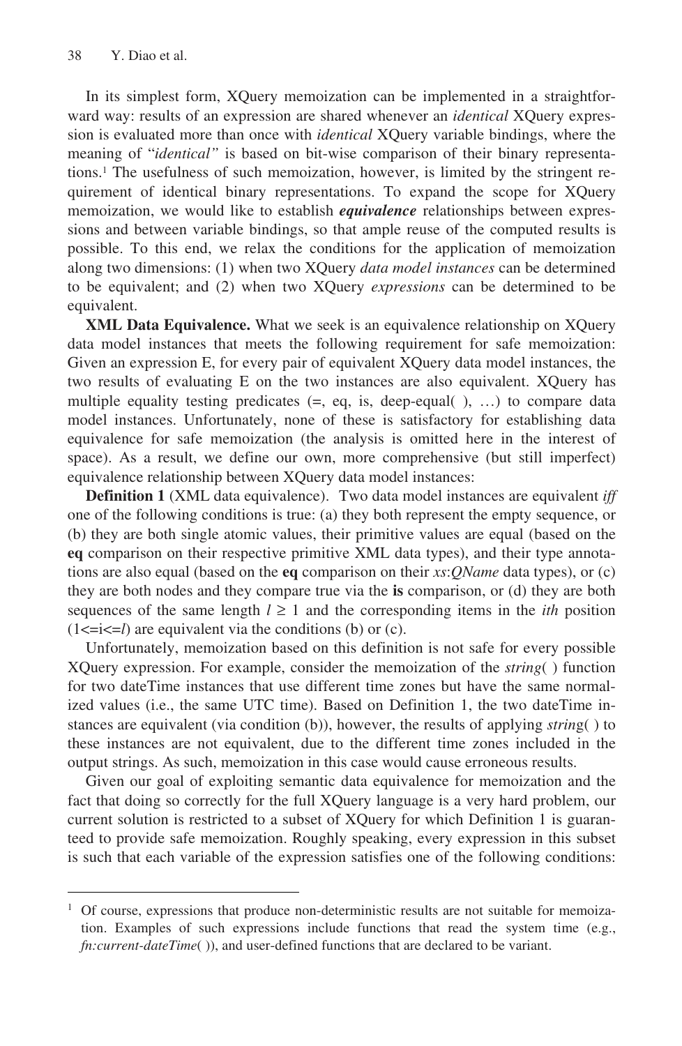In its simplest form, XQuery memoization can be implemented in a straightforward way: results of an expression are shared whenever an *identical* XQuery expression is evaluated more than once with *identical* XQuery variable bindings, where the meaning of "*identical"* is based on bit-wise comparison of their binary representations.[1] The usefulness of such memoization, however, is limited by the stringent requirement of identical binary representations. To expand the scope for XQuery memoization, we would like to establish ***equivalence*** relationships between expressions and between variable bindings, so that ample reuse of the computed results is possible. To this end, we relax the conditions for the application of memoization along two dimensions: (1) when two XQuery *data model instances* can be determined to be equivalent; and (2) when two XQuery *expressions* can be determined to be equivalent.

**XML Data Equivalence.** What we seek is an equivalence relationship on XQuery data model instances that meets the following requirement for safe memoization: Given an expression E, for every pair of equivalent XQuery data model instances, the two results of evaluating E on the two instances are also equivalent. XQuery has multiple equality testing predicates (=, eq, is, deep-equal( ), …) to compare data model instances. Unfortunately, none of these is satisfactory for establishing data equivalence for safe memoization (the analysis is omitted here in the interest of space). As a result, we define our own, more comprehensive (but still imperfect) equivalence relationship between XQuery data model instances:

**Definition 1** (XML data equivalence). Two data model instances are equivalent *iff* one of the following conditions is true: (a) they both represent the empty sequence, or (b) they are both single atomic values, their primitive values are equal (based on the **eq** comparison on their respective primitive XML data types), and their type annotations are also equal (based on the **eq** comparison on their *xs*:*QName* data types), or (c) they are both nodes and they compare true via the **is** comparison, or (d) they are both sequences of the same length $l \geq 1$ and the corresponding items in the *ith* position ($1 <= i <= l$) are equivalent via the conditions (b) or (c).

Unfortunately, memoization based on this definition is not safe for every possible XQuery expression. For example, consider the memoization of the *string*( ) function for two dateTime instances that use different time zones but have the same normalized values (i.e., the same UTC time). Based on Definition 1, the two dateTime instances are equivalent (via condition (b)), however, the results of applying *string*( ) to these instances are not equivalent, due to the different time zones included in the output strings. As such, memoization in this case would cause erroneous results.

Given our goal of exploiting semantic data equivalence for memoization and the fact that doing so correctly for the full XQuery language is a very hard problem, our current solution is restricted to a subset of XQuery for which Definition 1 is guaranteed to provide safe memoization. Roughly speaking, every expression in this subset is such that each variable of the expression satisfies one of the following conditions:

---

[1] Of course, expressions that produce non-deterministic results are not suitable for memoization. Examples of such expressions include functions that read the system time (e.g., *fn:current-dateTime*( )), and user-defined functions that are declared to be variant.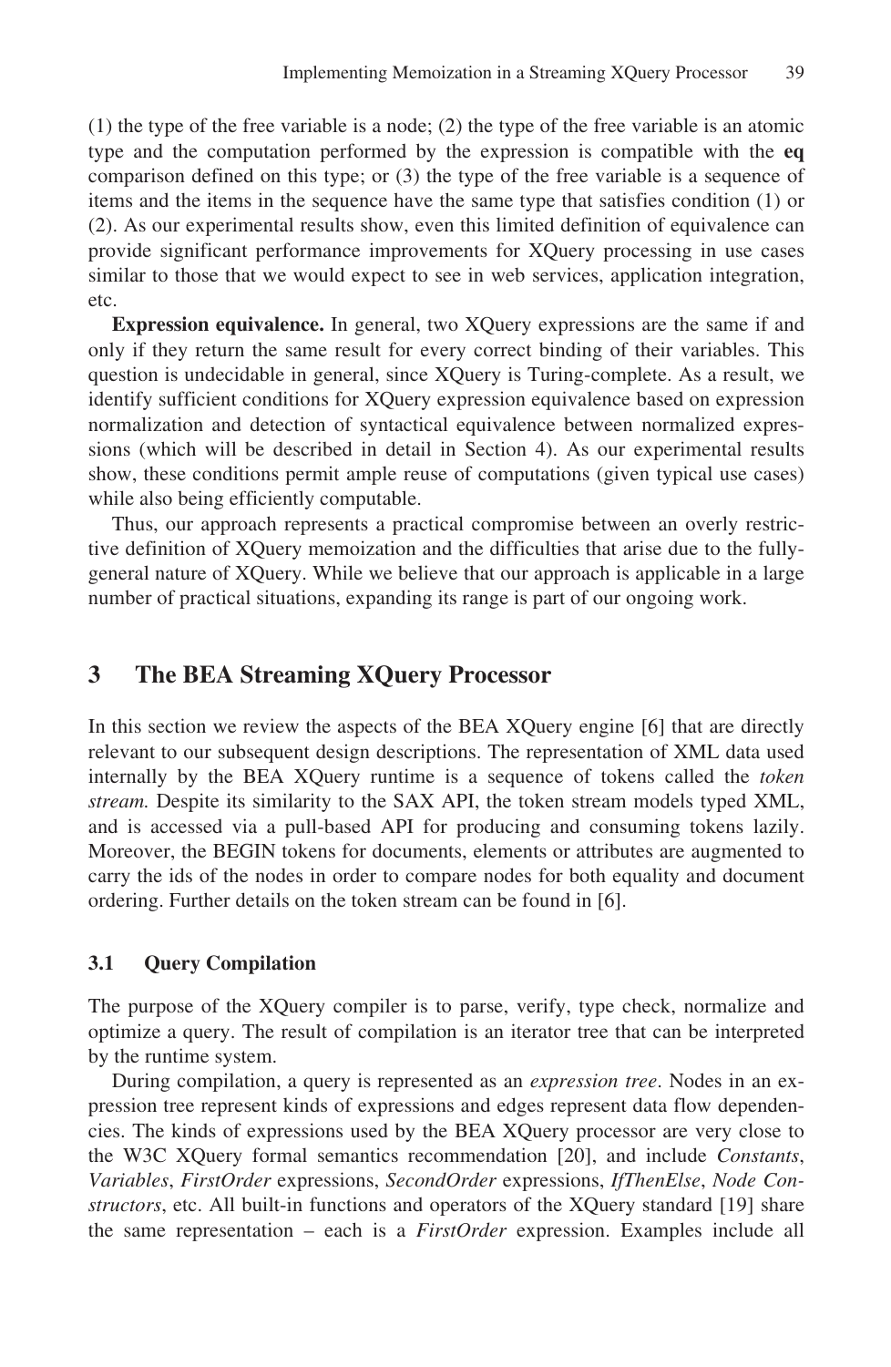(1) the type of the free variable is a node; (2) the type of the free variable is an atomic type and the computation performed by the expression is compatible with the **eq** comparison defined on this type; or (3) the type of the free variable is a sequence of items and the items in the sequence have the same type that satisfies condition (1) or (2). As our experimental results show, even this limited definition of equivalence can provide significant performance improvements for XQuery processing in use cases similar to those that we would expect to see in web services, application integration, etc.

**Expression equivalence.** In general, two XQuery expressions are the same if and only if they return the same result for every correct binding of their variables. This question is undecidable in general, since XQuery is Turing-complete. As a result, we identify sufficient conditions for XQuery expression equivalence based on expression normalization and detection of syntactical equivalence between normalized expressions (which will be described in detail in Section 4). As our experimental results show, these conditions permit ample reuse of computations (given typical use cases) while also being efficiently computable.

Thus, our approach represents a practical compromise between an overly restrictive definition of XQuery memoization and the difficulties that arise due to the fully-general nature of XQuery. While we believe that our approach is applicable in a large number of practical situations, expanding its range is part of our ongoing work.

## 3 The BEA Streaming XQuery Processor

In this section we review the aspects of the BEA XQuery engine [6] that are directly relevant to our subsequent design descriptions. The representation of XML data used internally by the BEA XQuery runtime is a sequence of tokens called the *token stream.* Despite its similarity to the SAX API, the token stream models typed XML, and is accessed via a pull-based API for producing and consuming tokens lazily. Moreover, the BEGIN tokens for documents, elements or attributes are augmented to carry the ids of the nodes in order to compare nodes for both equality and document ordering. Further details on the token stream can be found in [6].

### 3.1 Query Compilation

The purpose of the XQuery compiler is to parse, verify, type check, normalize and optimize a query. The result of compilation is an iterator tree that can be interpreted by the runtime system.

During compilation, a query is represented as an *expression tree*. Nodes in an expression tree represent kinds of expressions and edges represent data flow dependencies. The kinds of expressions used by the BEA XQuery processor are very close to the W3C XQuery formal semantics recommendation [20], and include *Constants*, *Variables*, *FirstOrder* expressions, *SecondOrder* expressions, *IfThenElse*, *Node Constructors*, etc. All built-in functions and operators of the XQuery standard [19] share the same representation – each is a *FirstOrder* expression. Examples include all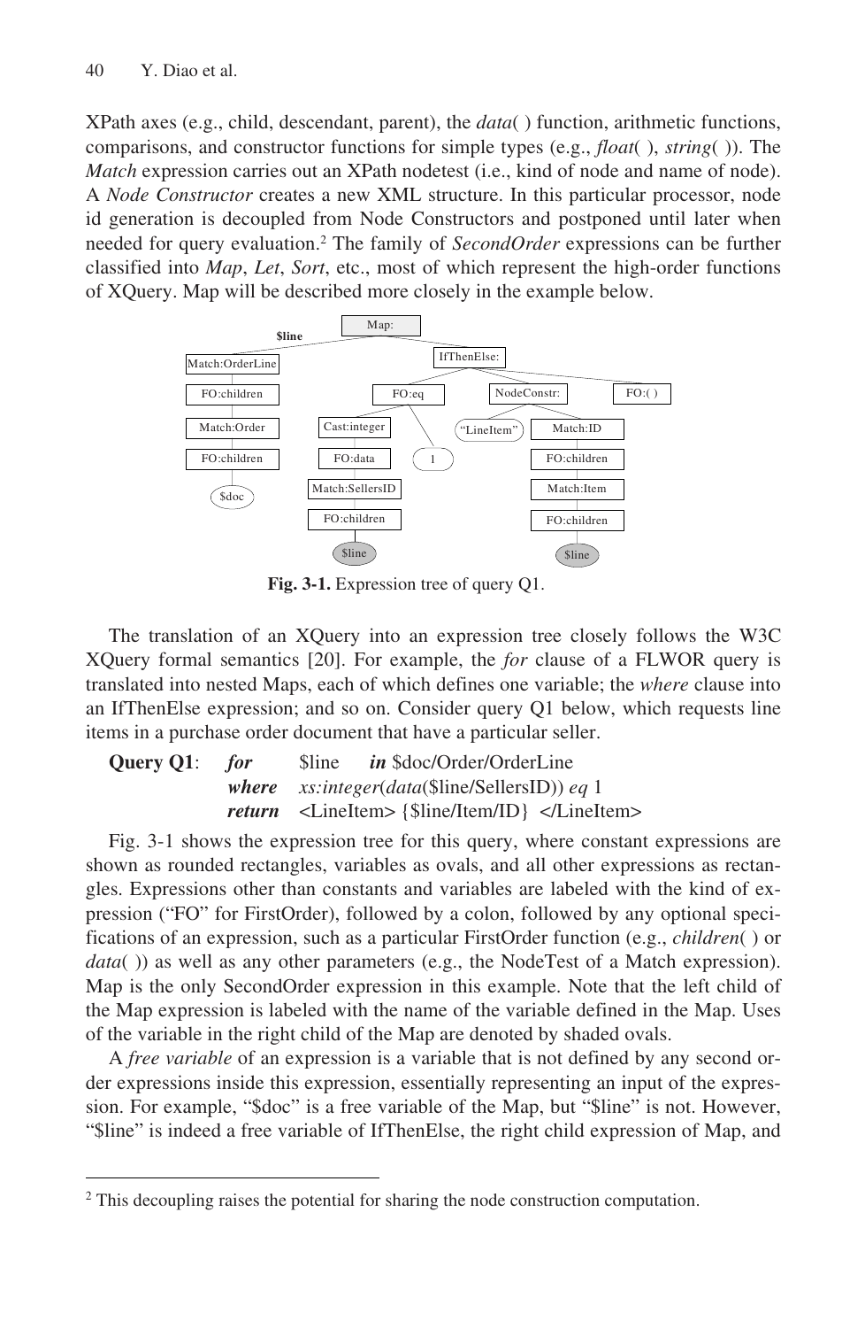XPath axes (e.g., child, descendant, parent), the *data*( ) function, arithmetic functions, comparisons, and constructor functions for simple types (e.g., *float*( ), *string*( )). The *Match* expression carries out an XPath nodetest (i.e., kind of node and name of node). A *Node Constructor* creates a new XML structure. In this particular processor, node id generation is decoupled from Node Constructors and postponed until later when needed for query evaluation.[2] The family of *SecondOrder* expressions can be further classified into *Map*, *Let*, *Sort*, etc., most of which represent the high-order functions of XQuery. Map will be described more closely in the example below.

**Fig. 3-1.** Expression tree of query Q1.

The translation of an XQuery into an expression tree closely follows the W3C XQuery formal semantics [20]. For example, the *for* clause of a FLWOR query is translated into nested Maps, each of which defines one variable; the *where* clause into an IfThenElse expression; and so on. Consider query Q1 below, which requests line items in a purchase order document that have a particular seller.

**Query Q1**: ***for*** $line ***in*** $doc/Order/OrderLine
***where*** *xs:integer*(*data*($line/SellersID)) *eq* 1
***return*** <LineItem> {$line/Item/ID} </LineItem>

Fig. 3-1 shows the expression tree for this query, where constant expressions are shown as rounded rectangles, variables as ovals, and all other expressions as rectangles. Expressions other than constants and variables are labeled with the kind of expression ("FO" for FirstOrder), followed by a colon, followed by any optional specifications of an expression, such as a particular FirstOrder function (e.g., *children*( ) or *data*( )) as well as any other parameters (e.g., the NodeTest of a Match expression). Map is the only SecondOrder expression in this example. Note that the left child of the Map expression is labeled with the name of the variable defined in the Map. Uses of the variable in the right child of the Map are denoted by shaded ovals.

A *free variable* of an expression is a variable that is not defined by any second order expressions inside this expression, essentially representing an input of the expression. For example, "$doc" is a free variable of the Map, but "$line" is not. However, "$line" is indeed a free variable of IfThenElse, the right child expression of Map, and

[2] This decoupling raises the potential for sharing the node construction computation.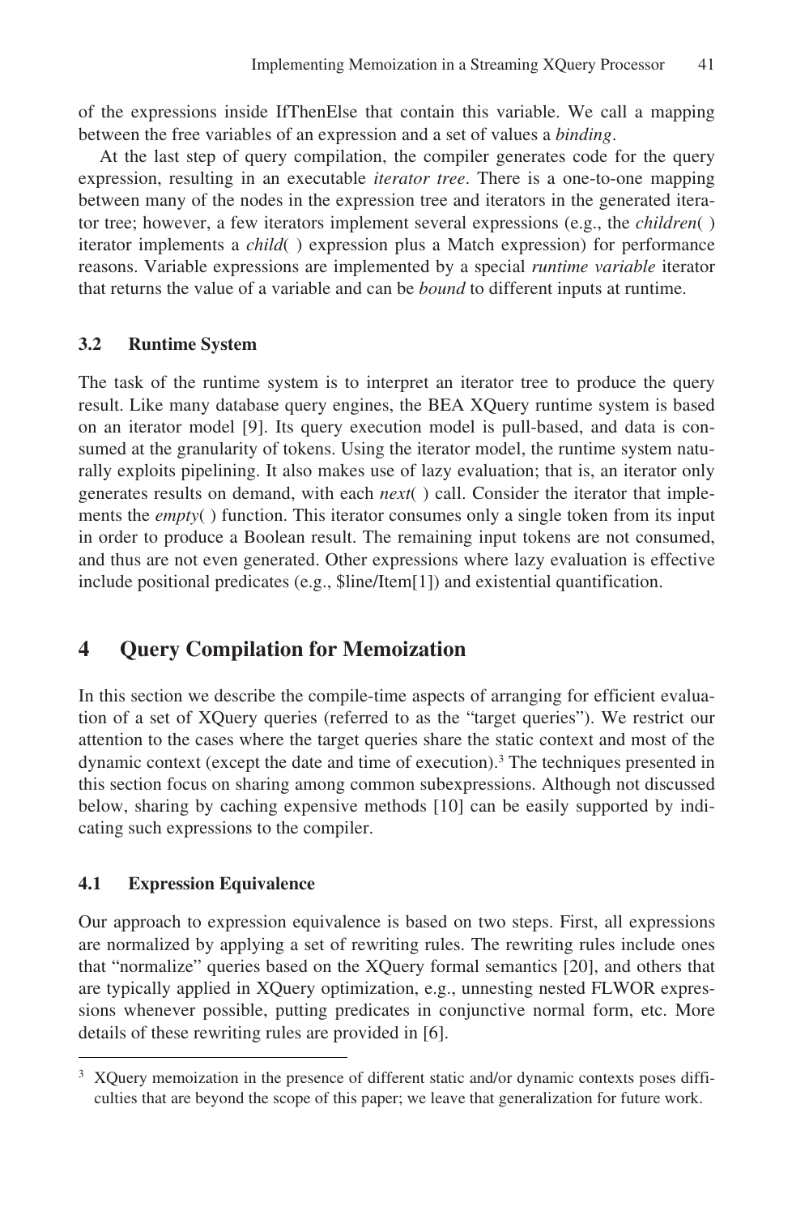of the expressions inside IfThenElse that contain this variable. We call a mapping between the free variables of an expression and a set of values a *binding*.

At the last step of query compilation, the compiler generates code for the query expression, resulting in an executable *iterator tree*. There is a one-to-one mapping between many of the nodes in the expression tree and iterators in the generated iterator tree; however, a few iterators implement several expressions (e.g., the *children*( ) iterator implements a *child*( ) expression plus a Match expression) for performance reasons. Variable expressions are implemented by a special *runtime variable* iterator that returns the value of a variable and can be *bound* to different inputs at runtime.

### 3.2 Runtime System

The task of the runtime system is to interpret an iterator tree to produce the query result. Like many database query engines, the BEA XQuery runtime system is based on an iterator model [9]. Its query execution model is pull-based, and data is consumed at the granularity of tokens. Using the iterator model, the runtime system naturally exploits pipelining. It also makes use of lazy evaluation; that is, an iterator only generates results on demand, with each *next*( ) call. Consider the iterator that implements the *empty*( ) function. This iterator consumes only a single token from its input in order to produce a Boolean result. The remaining input tokens are not consumed, and thus are not even generated. Other expressions where lazy evaluation is effective include positional predicates (e.g., $line/Item[1]) and existential quantification.

## 4 Query Compilation for Memoization

In this section we describe the compile-time aspects of arranging for efficient evaluation of a set of XQuery queries (referred to as the "target queries"). We restrict our attention to the cases where the target queries share the static context and most of the dynamic context (except the date and time of execution).[3] The techniques presented in this section focus on sharing among common subexpressions. Although not discussed below, sharing by caching expensive methods [10] can be easily supported by indicating such expressions to the compiler.

### 4.1 Expression Equivalence

Our approach to expression equivalence is based on two steps. First, all expressions are normalized by applying a set of rewriting rules. The rewriting rules include ones that "normalize" queries based on the XQuery formal semantics [20], and others that are typically applied in XQuery optimization, e.g., unnesting nested FLWOR expressions whenever possible, putting predicates in conjunctive normal form, etc. More details of these rewriting rules are provided in [6].

---

[3] XQuery memoization in the presence of different static and/or dynamic contexts poses difficulties that are beyond the scope of this paper; we leave that generalization for future work.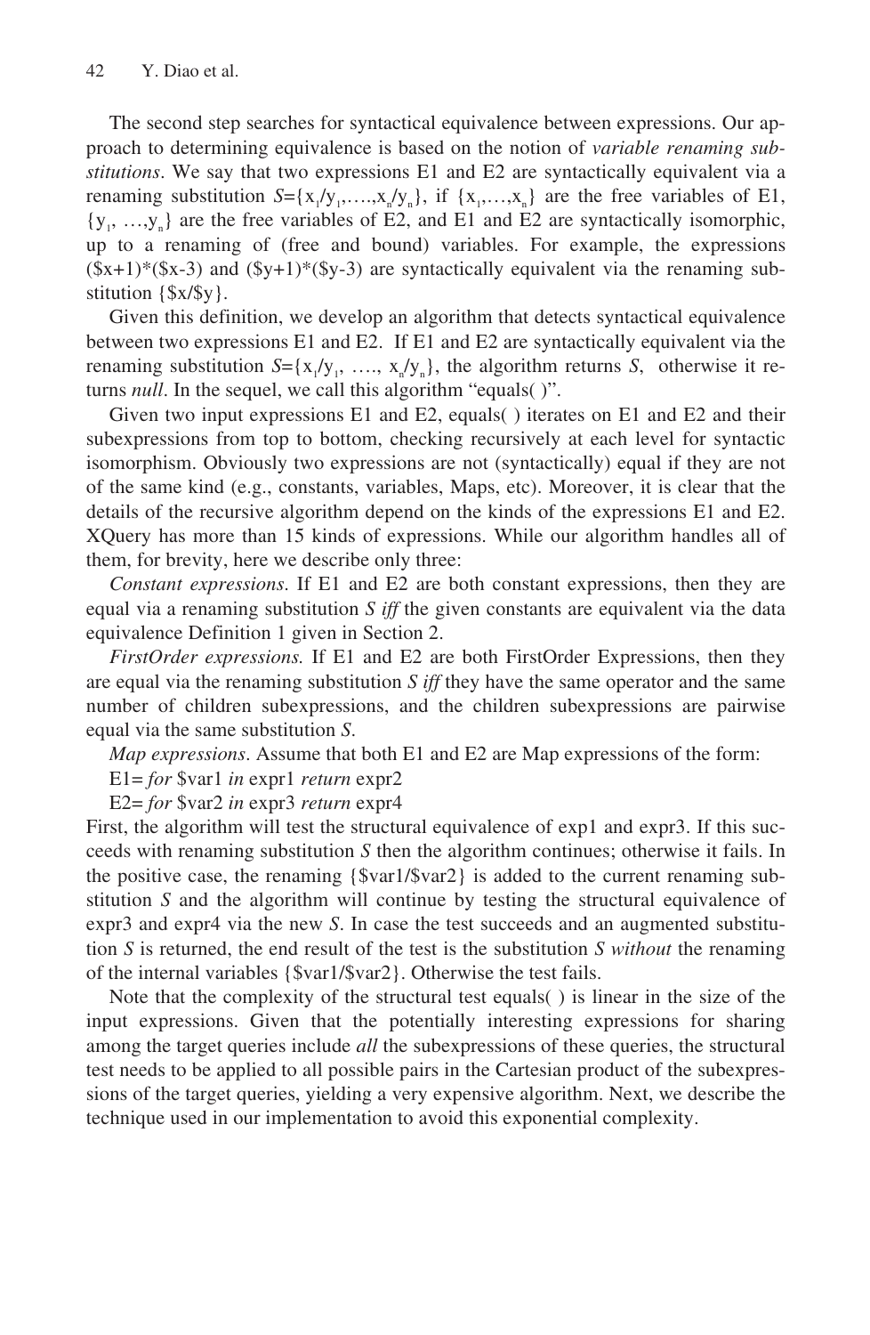The second step searches for syntactical equivalence between expressions. Our approach to determining equivalence is based on the notion of *variable renaming substitutions*. We say that two expressions E1 and E2 are syntactically equivalent via a renaming substitution $S=\{x_1/y_1,\ldots,x_n/y_n\}$, if $\{x_1,\ldots,x_n\}$ are the free variables of E1, $\{y_1, \ldots,y_n\}$ are the free variables of E2, and E1 and E2 are syntactically isomorphic, up to a renaming of (free and bound) variables. For example, the expressions (\$x+1)*(\$x-3) and (\$y+1)*(\$y-3) are syntactically equivalent via the renaming substitution {\$x/\$y}.

Given this definition, we develop an algorithm that detects syntactical equivalence between two expressions E1 and E2. If E1 and E2 are syntactically equivalent via the renaming substitution $S=\{x_1/y_1, \ldots, x_n/y_n\}$, the algorithm returns *S*, otherwise it returns *null*. In the sequel, we call this algorithm "equals( )".

Given two input expressions E1 and E2, equals( ) iterates on E1 and E2 and their subexpressions from top to bottom, checking recursively at each level for syntactic isomorphism. Obviously two expressions are not (syntactically) equal if they are not of the same kind (e.g., constants, variables, Maps, etc). Moreover, it is clear that the details of the recursive algorithm depend on the kinds of the expressions E1 and E2. XQuery has more than 15 kinds of expressions. While our algorithm handles all of them, for brevity, here we describe only three:

*Constant expressions*. If E1 and E2 are both constant expressions, then they are equal via a renaming substitution *S iff* the given constants are equivalent via the data equivalence Definition 1 given in Section 2.

*FirstOrder expressions.* If E1 and E2 are both FirstOrder Expressions, then they are equal via the renaming substitution *S iff* they have the same operator and the same number of children subexpressions, and the children subexpressions are pairwise equal via the same substitution *S*.

*Map expressions*. Assume that both E1 and E2 are Map expressions of the form:

E1= *for* \$var1 *in* expr1 *return* expr2

E2= *for* \$var2 *in* expr3 *return* expr4

First, the algorithm will test the structural equivalence of exp1 and expr3. If this succeeds with renaming substitution *S* then the algorithm continues; otherwise it fails. In the positive case, the renaming {\$var1/\$var2} is added to the current renaming substitution *S* and the algorithm will continue by testing the structural equivalence of expr3 and expr4 via the new *S*. In case the test succeeds and an augmented substitution *S* is returned, the end result of the test is the substitution *S without* the renaming of the internal variables {\$var1/\$var2}. Otherwise the test fails.

Note that the complexity of the structural test equals( ) is linear in the size of the input expressions. Given that the potentially interesting expressions for sharing among the target queries include *all* the subexpressions of these queries, the structural test needs to be applied to all possible pairs in the Cartesian product of the subexpressions of the target queries, yielding a very expensive algorithm. Next, we describe the technique used in our implementation to avoid this exponential complexity.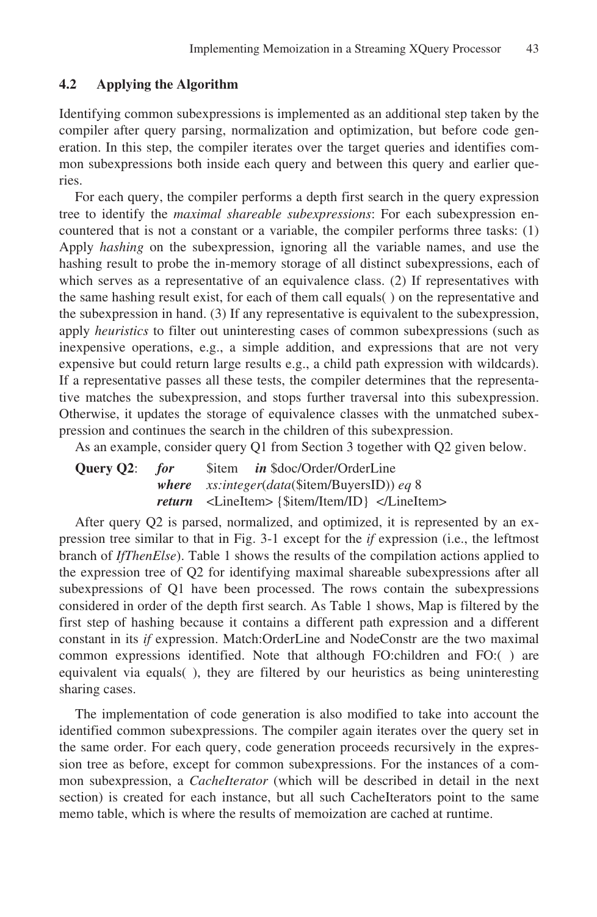### 4.2 Applying the Algorithm

Identifying common subexpressions is implemented as an additional step taken by the compiler after query parsing, normalization and optimization, but before code generation. In this step, the compiler iterates over the target queries and identifies common subexpressions both inside each query and between this query and earlier queries.

For each query, the compiler performs a depth first search in the query expression tree to identify the *maximal shareable subexpressions*: For each subexpression encountered that is not a constant or a variable, the compiler performs three tasks: (1) Apply *hashing* on the subexpression, ignoring all the variable names, and use the hashing result to probe the in-memory storage of all distinct subexpressions, each of which serves as a representative of an equivalence class. (2) If representatives with the same hashing result exist, for each of them call equals( ) on the representative and the subexpression in hand. (3) If any representative is equivalent to the subexpression, apply *heuristics* to filter out uninteresting cases of common subexpressions (such as inexpensive operations, e.g., a simple addition, and expressions that are not very expensive but could return large results e.g., a child path expression with wildcards). If a representative passes all these tests, the compiler determines that the representative matches the subexpression, and stops further traversal into this subexpression. Otherwise, it updates the storage of equivalence classes with the unmatched subexpression and continues the search in the children of this subexpression.

As an example, consider query Q1 from Section 3 together with Q2 given below.

**Query Q2**: ***for*** $item ***in*** $doc/Order/OrderLine
***where*** *xs:integer*(*data*($item/BuyersID)) *eq* 8
***return*** <LineItem> {$item/Item/ID} </LineItem>

After query Q2 is parsed, normalized, and optimized, it is represented by an expression tree similar to that in Fig. 3-1 except for the *if* expression (i.e., the leftmost branch of *IfThenElse*). Table 1 shows the results of the compilation actions applied to the expression tree of Q2 for identifying maximal shareable subexpressions after all subexpressions of Q1 have been processed. The rows contain the subexpressions considered in order of the depth first search. As Table 1 shows, Map is filtered by the first step of hashing because it contains a different path expression and a different constant in its *if* expression. Match:OrderLine and NodeConstr are the two maximal common expressions identified. Note that although FO:children and FO:( ) are equivalent via equals( ), they are filtered by our heuristics as being uninteresting sharing cases.

The implementation of code generation is also modified to take into account the identified common subexpressions. The compiler again iterates over the query set in the same order. For each query, code generation proceeds recursively in the expression tree as before, except for common subexpressions. For the instances of a common subexpression, a *CacheIterator* (which will be described in detail in the next section) is created for each instance, but all such CacheIterators point to the same memo table, which is where the results of memoization are cached at runtime.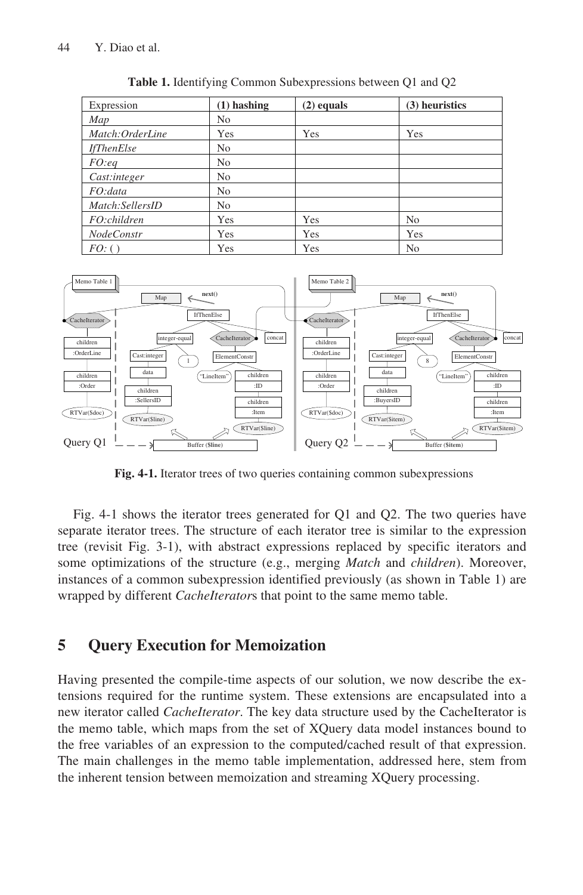**Table 1.** Identifying Common Subexpressions between Q1 and Q2

| Expression | (1) hashing | (2) equals | (3) heuristics |
|---|---|---|---|
| *Map* | No | | |
| *Match:OrderLine* | Yes | Yes | Yes |
| *IfThenElse* | No | | |
| *FO:eq* | No | | |
| *Cast:integer* | No | | |
| *FO:data* | No | | |
| *Match:SellersID* | No | | |
| *FO:children* | Yes | Yes | No |
| *NodeConstr* | Yes | Yes | Yes |
| *FO:* ( ) | Yes | Yes | No |

**Fig. 4-1.** Iterator trees of two queries containing common subexpressions

Fig. 4-1 shows the iterator trees generated for Q1 and Q2. The two queries have separate iterator trees. The structure of each iterator tree is similar to the expression tree (revisit Fig. 3-1), with abstract expressions replaced by specific iterators and some optimizations of the structure (e.g., merging *Match* and *children*). Moreover, instances of a common subexpression identified previously (as shown in Table 1) are wrapped by different *CacheIterator*s that point to the same memo table.

## 5 Query Execution for Memoization

Having presented the compile-time aspects of our solution, we now describe the extensions required for the runtime system. These extensions are encapsulated into a new iterator called *CacheIterator*. The key data structure used by the CacheIterator is the memo table, which maps from the set of XQuery data model instances bound to the free variables of an expression to the computed/cached result of that expression. The main challenges in the memo table implementation, addressed here, stem from the inherent tension between memoization and streaming XQuery processing.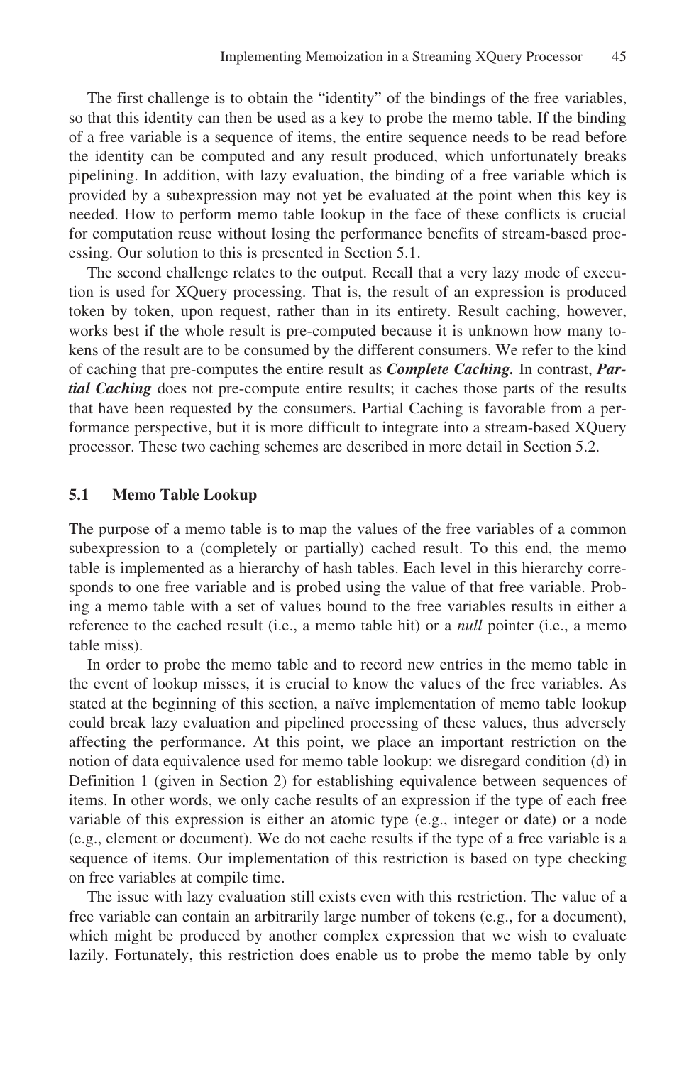The first challenge is to obtain the "identity" of the bindings of the free variables, so that this identity can then be used as a key to probe the memo table. If the binding of a free variable is a sequence of items, the entire sequence needs to be read before the identity can be computed and any result produced, which unfortunately breaks pipelining. In addition, with lazy evaluation, the binding of a free variable which is provided by a subexpression may not yet be evaluated at the point when this key is needed. How to perform memo table lookup in the face of these conflicts is crucial for computation reuse without losing the performance benefits of stream-based processing. Our solution to this is presented in Section 5.1.

The second challenge relates to the output. Recall that a very lazy mode of execution is used for XQuery processing. That is, the result of an expression is produced token by token, upon request, rather than in its entirety. Result caching, however, works best if the whole result is pre-computed because it is unknown how many tokens of the result are to be consumed by the different consumers. We refer to the kind of caching that pre-computes the entire result as ***Complete Caching.*** In contrast, ***Partial Caching*** does not pre-compute entire results; it caches those parts of the results that have been requested by the consumers. Partial Caching is favorable from a performance perspective, but it is more difficult to integrate into a stream-based XQuery processor. These two caching schemes are described in more detail in Section 5.2.

### 5.1 Memo Table Lookup

The purpose of a memo table is to map the values of the free variables of a common subexpression to a (completely or partially) cached result. To this end, the memo table is implemented as a hierarchy of hash tables. Each level in this hierarchy corresponds to one free variable and is probed using the value of that free variable. Probing a memo table with a set of values bound to the free variables results in either a reference to the cached result (i.e., a memo table hit) or a *null* pointer (i.e., a memo table miss).

In order to probe the memo table and to record new entries in the memo table in the event of lookup misses, it is crucial to know the values of the free variables. As stated at the beginning of this section, a naïve implementation of memo table lookup could break lazy evaluation and pipelined processing of these values, thus adversely affecting the performance. At this point, we place an important restriction on the notion of data equivalence used for memo table lookup: we disregard condition (d) in Definition 1 (given in Section 2) for establishing equivalence between sequences of items. In other words, we only cache results of an expression if the type of each free variable of this expression is either an atomic type (e.g., integer or date) or a node (e.g., element or document). We do not cache results if the type of a free variable is a sequence of items. Our implementation of this restriction is based on type checking on free variables at compile time.

The issue with lazy evaluation still exists even with this restriction. The value of a free variable can contain an arbitrarily large number of tokens (e.g., for a document), which might be produced by another complex expression that we wish to evaluate lazily. Fortunately, this restriction does enable us to probe the memo table by only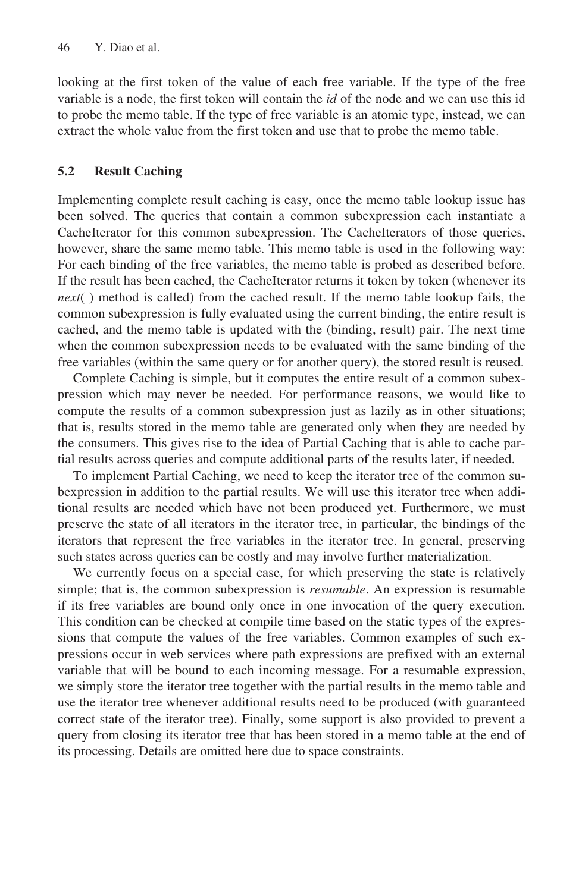looking at the first token of the value of each free variable. If the type of the free variable is a node, the first token will contain the *id* of the node and we can use this id to probe the memo table. If the type of free variable is an atomic type, instead, we can extract the whole value from the first token and use that to probe the memo table.

### 5.2 Result Caching

Implementing complete result caching is easy, once the memo table lookup issue has been solved. The queries that contain a common subexpression each instantiate a CacheIterator for this common subexpression. The CacheIterators of those queries, however, share the same memo table. This memo table is used in the following way: For each binding of the free variables, the memo table is probed as described before. If the result has been cached, the CacheIterator returns it token by token (whenever its *next*( ) method is called) from the cached result. If the memo table lookup fails, the common subexpression is fully evaluated using the current binding, the entire result is cached, and the memo table is updated with the (binding, result) pair. The next time when the common subexpression needs to be evaluated with the same binding of the free variables (within the same query or for another query), the stored result is reused.

Complete Caching is simple, but it computes the entire result of a common subexpression which may never be needed. For performance reasons, we would like to compute the results of a common subexpression just as lazily as in other situations; that is, results stored in the memo table are generated only when they are needed by the consumers. This gives rise to the idea of Partial Caching that is able to cache partial results across queries and compute additional parts of the results later, if needed.

To implement Partial Caching, we need to keep the iterator tree of the common subexpression in addition to the partial results. We will use this iterator tree when additional results are needed which have not been produced yet. Furthermore, we must preserve the state of all iterators in the iterator tree, in particular, the bindings of the iterators that represent the free variables in the iterator tree. In general, preserving such states across queries can be costly and may involve further materialization.

We currently focus on a special case, for which preserving the state is relatively simple; that is, the common subexpression is *resumable*. An expression is resumable if its free variables are bound only once in one invocation of the query execution. This condition can be checked at compile time based on the static types of the expressions that compute the values of the free variables. Common examples of such expressions occur in web services where path expressions are prefixed with an external variable that will be bound to each incoming message. For a resumable expression, we simply store the iterator tree together with the partial results in the memo table and use the iterator tree whenever additional results need to be produced (with guaranteed correct state of the iterator tree). Finally, some support is also provided to prevent a query from closing its iterator tree that has been stored in a memo table at the end of its processing. Details are omitted here due to space constraints.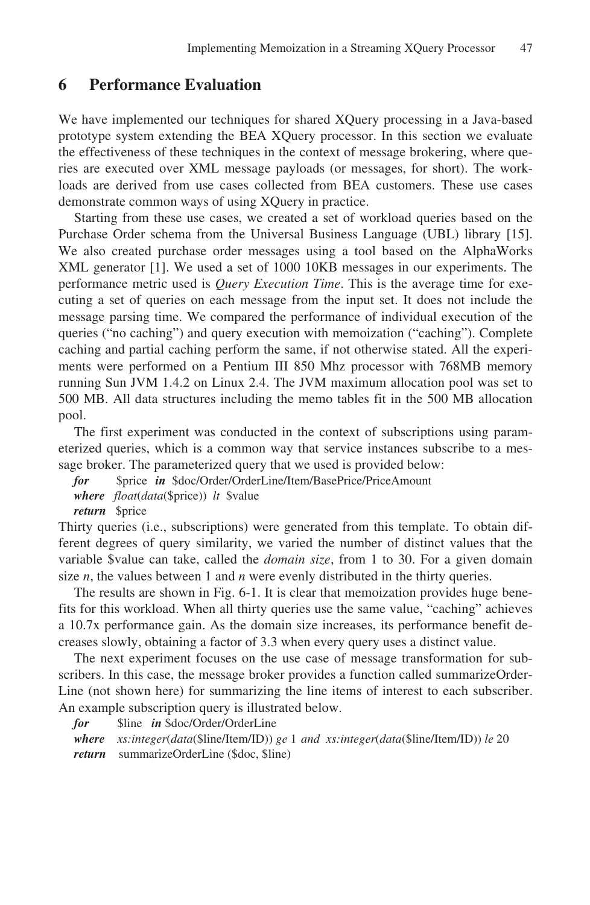## 6 Performance Evaluation

We have implemented our techniques for shared XQuery processing in a Java-based prototype system extending the BEA XQuery processor. In this section we evaluate the effectiveness of these techniques in the context of message brokering, where queries are executed over XML message payloads (or messages, for short). The workloads are derived from use cases collected from BEA customers. These use cases demonstrate common ways of using XQuery in practice.

Starting from these use cases, we created a set of workload queries based on the Purchase Order schema from the Universal Business Language (UBL) library [15]. We also created purchase order messages using a tool based on the AlphaWorks XML generator [1]. We used a set of 1000 10KB messages in our experiments. The performance metric used is *Query Execution Time*. This is the average time for executing a set of queries on each message from the input set. It does not include the message parsing time. We compared the performance of individual execution of the queries ("no caching") and query execution with memoization ("caching"). Complete caching and partial caching perform the same, if not otherwise stated. All the experiments were performed on a Pentium III 850 Mhz processor with 768MB memory running Sun JVM 1.4.2 on Linux 2.4. The JVM maximum allocation pool was set to 500 MB. All data structures including the memo tables fit in the 500 MB allocation pool.

The first experiment was conducted in the context of subscriptions using parameterized queries, which is a common way that service instances subscribe to a message broker. The parameterized query that we used is provided below:

***for*** $price ***in*** $doc/Order/OrderLine/Item/BasePrice/PriceAmount
***where*** *float*(*data*($price)) *lt* $value
***return*** $price

Thirty queries (i.e., subscriptions) were generated from this template. To obtain different degrees of query similarity, we varied the number of distinct values that the variable $value can take, called the *domain size*, from 1 to 30. For a given domain size $n$, the values between 1 and $n$ were evenly distributed in the thirty queries.

The results are shown in Fig. 6-1. It is clear that memoization provides huge benefits for this workload. When all thirty queries use the same value, "caching" achieves a 10.7x performance gain. As the domain size increases, its performance benefit decreases slowly, obtaining a factor of 3.3 when every query uses a distinct value.

The next experiment focuses on the use case of message transformation for subscribers. In this case, the message broker provides a function called summarizeOrderLine (not shown here) for summarizing the line items of interest to each subscriber. An example subscription query is illustrated below.

***for*** $line ***in*** $doc/Order/OrderLine
***where*** *xs:integer*(*data*($line/Item/ID)) *ge* 1 *and* *xs:integer*(*data*($line/Item/ID)) *le* 20
***return*** summarizeOrderLine ($doc, $line)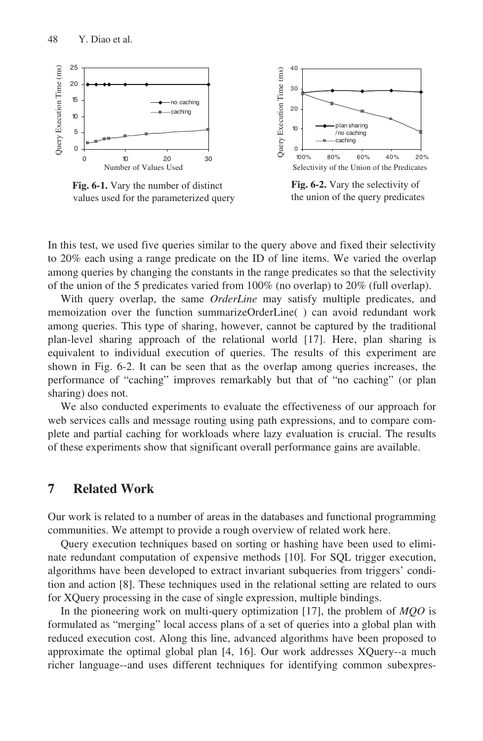**Fig. 6-1.** Vary the number of distinct values used for the parameterized query

**Fig. 6-2.** Vary the selectivity of the union of the query predicates

In this test, we used five queries similar to the query above and fixed their selectivity to 20% each using a range predicate on the ID of line items. We varied the overlap among queries by changing the constants in the range predicates so that the selectivity of the union of the 5 predicates varied from 100% (no overlap) to 20% (full overlap).

With query overlap, the same *OrderLine* may satisfy multiple predicates, and memoization over the function summarizeOrderLine( ) can avoid redundant work among queries. This type of sharing, however, cannot be captured by the traditional plan-level sharing approach of the relational world [17]. Here, plan sharing is equivalent to individual execution of queries. The results of this experiment are shown in Fig. 6-2. It can be seen that as the overlap among queries increases, the performance of "caching" improves remarkably but that of "no caching" (or plan sharing) does not.

We also conducted experiments to evaluate the effectiveness of our approach for web services calls and message routing using path expressions, and to compare complete and partial caching for workloads where lazy evaluation is crucial. The results of these experiments show that significant overall performance gains are available.

## 7 Related Work

Our work is related to a number of areas in the databases and functional programming communities. We attempt to provide a rough overview of related work here.

Query execution techniques based on sorting or hashing have been used to eliminate redundant computation of expensive methods [10]. For SQL trigger execution, algorithms have been developed to extract invariant subqueries from triggers' condition and action [8]. These techniques used in the relational setting are related to ours for XQuery processing in the case of single expression, multiple bindings.

In the pioneering work on multi-query optimization [17], the problem of *MQO* is formulated as "merging" local access plans of a set of queries into a global plan with reduced execution cost. Along this line, advanced algorithms have been proposed to approximate the optimal global plan [4, 16]. Our work addresses XQuery--a much richer language--and uses different techniques for identifying common subexpres-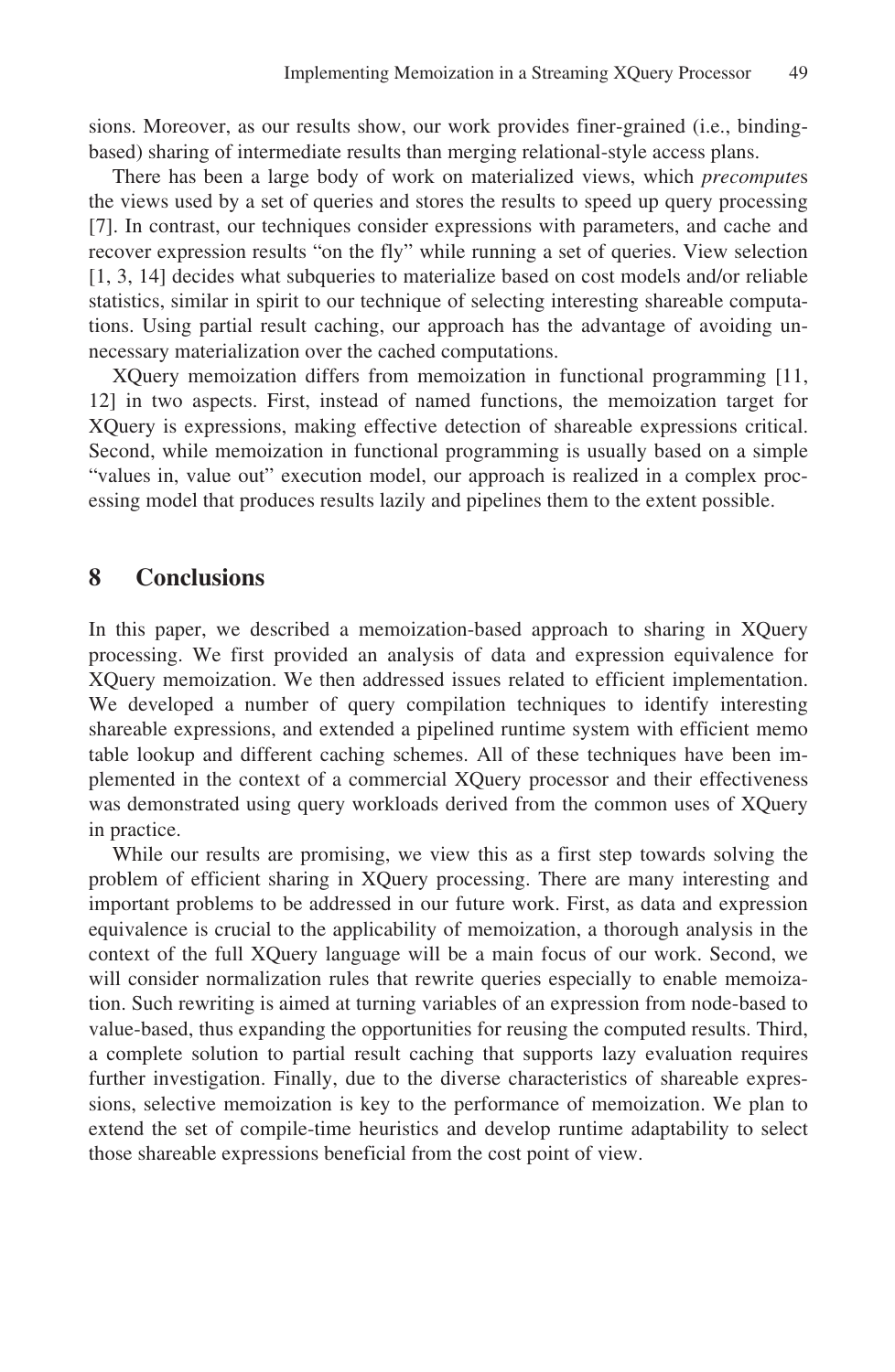sions. Moreover, as our results show, our work provides finer-grained (i.e., binding-based) sharing of intermediate results than merging relational-style access plans.

There has been a large body of work on materialized views, which *precompute*s the views used by a set of queries and stores the results to speed up query processing [7]. In contrast, our techniques consider expressions with parameters, and cache and recover expression results "on the fly" while running a set of queries. View selection [1, 3, 14] decides what subqueries to materialize based on cost models and/or reliable statistics, similar in spirit to our technique of selecting interesting shareable computations. Using partial result caching, our approach has the advantage of avoiding unnecessary materialization over the cached computations.

XQuery memoization differs from memoization in functional programming [11, 12] in two aspects. First, instead of named functions, the memoization target for XQuery is expressions, making effective detection of shareable expressions critical. Second, while memoization in functional programming is usually based on a simple "values in, value out" execution model, our approach is realized in a complex processing model that produces results lazily and pipelines them to the extent possible.

## 8 Conclusions

In this paper, we described a memoization-based approach to sharing in XQuery processing. We first provided an analysis of data and expression equivalence for XQuery memoization. We then addressed issues related to efficient implementation. We developed a number of query compilation techniques to identify interesting shareable expressions, and extended a pipelined runtime system with efficient memo table lookup and different caching schemes. All of these techniques have been implemented in the context of a commercial XQuery processor and their effectiveness was demonstrated using query workloads derived from the common uses of XQuery in practice.

While our results are promising, we view this as a first step towards solving the problem of efficient sharing in XQuery processing. There are many interesting and important problems to be addressed in our future work. First, as data and expression equivalence is crucial to the applicability of memoization, a thorough analysis in the context of the full XQuery language will be a main focus of our work. Second, we will consider normalization rules that rewrite queries especially to enable memoization. Such rewriting is aimed at turning variables of an expression from node-based to value-based, thus expanding the opportunities for reusing the computed results. Third, a complete solution to partial result caching that supports lazy evaluation requires further investigation. Finally, due to the diverse characteristics of shareable expressions, selective memoization is key to the performance of memoization. We plan to extend the set of compile-time heuristics and develop runtime adaptability to select those shareable expressions beneficial from the cost point of view.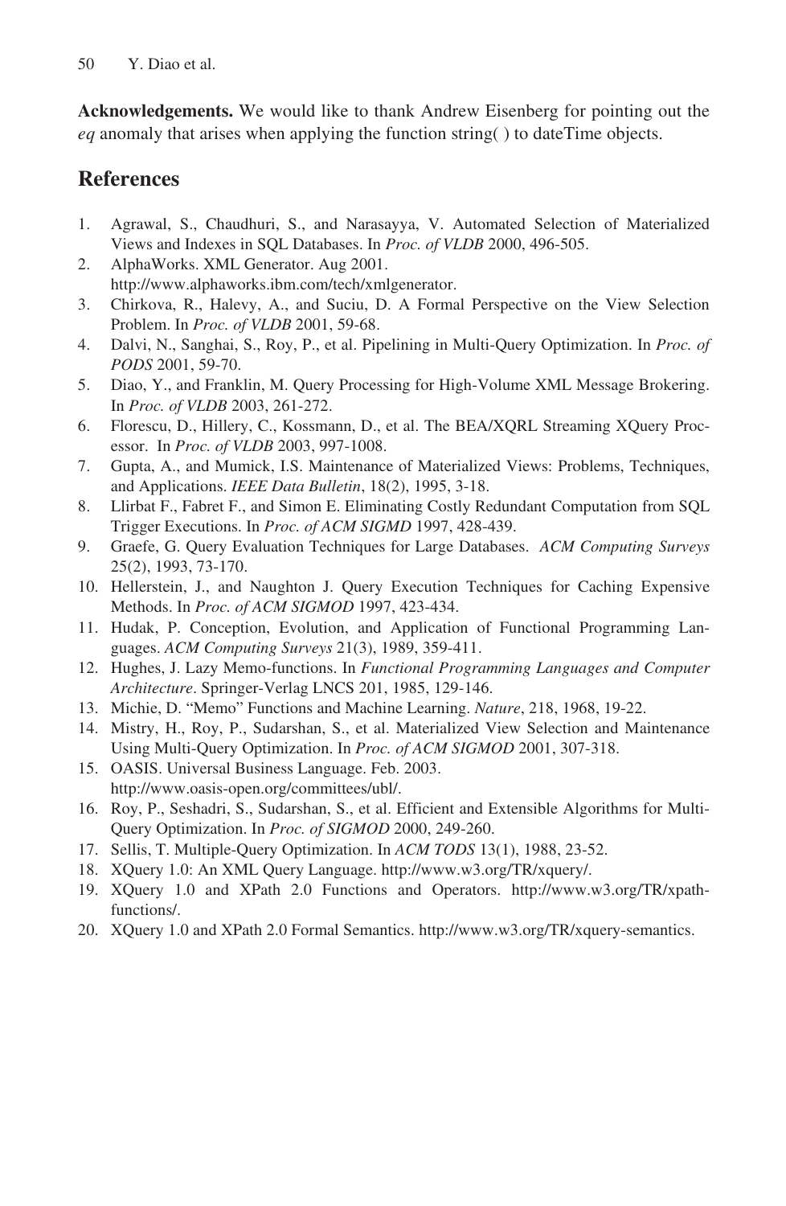**Acknowledgements.** We would like to thank Andrew Eisenberg for pointing out the *eq* anomaly that arises when applying the function string( ) to dateTime objects.

## References

1. Agrawal, S., Chaudhuri, S., and Narasayya, V. Automated Selection of Materialized Views and Indexes in SQL Databases. In *Proc. of VLDB* 2000, 496-505.
2. AlphaWorks. XML Generator. Aug 2001. http://www.alphaworks.ibm.com/tech/xmlgenerator.
3. Chirkova, R., Halevy, A., and Suciu, D. A Formal Perspective on the View Selection Problem. In *Proc. of VLDB* 2001, 59-68.
4. Dalvi, N., Sanghai, S., Roy, P., et al. Pipelining in Multi-Query Optimization. In *Proc. of PODS* 2001, 59-70.
5. Diao, Y., and Franklin, M. Query Processing for High-Volume XML Message Brokering. In *Proc. of VLDB* 2003, 261-272.
6. Florescu, D., Hillery, C., Kossmann, D., et al. The BEA/XQRL Streaming XQuery Processor. In *Proc. of VLDB* 2003, 997-1008.
7. Gupta, A., and Mumick, I.S. Maintenance of Materialized Views: Problems, Techniques, and Applications. *IEEE Data Bulletin*, 18(2), 1995, 3-18.
8. Llirbat F., Fabret F., and Simon E. Eliminating Costly Redundant Computation from SQL Trigger Executions. In *Proc. of ACM SIGMD* 1997, 428-439.
9. Graefe, G. Query Evaluation Techniques for Large Databases. *ACM Computing Surveys* 25(2), 1993, 73-170.
10. Hellerstein, J., and Naughton J. Query Execution Techniques for Caching Expensive Methods. In *Proc. of ACM SIGMOD* 1997, 423-434.
11. Hudak, P. Conception, Evolution, and Application of Functional Programming Languages. *ACM Computing Surveys* 21(3), 1989, 359-411.
12. Hughes, J. Lazy Memo-functions. In *Functional Programming Languages and Computer Architecture*. Springer-Verlag LNCS 201, 1985, 129-146.
13. Michie, D. "Memo" Functions and Machine Learning. *Nature*, 218, 1968, 19-22.
14. Mistry, H., Roy, P., Sudarshan, S., et al. Materialized View Selection and Maintenance Using Multi-Query Optimization. In *Proc. of ACM SIGMOD* 2001, 307-318.
15. OASIS. Universal Business Language. Feb. 2003. http://www.oasis-open.org/committees/ubl/.
16. Roy, P., Seshadri, S., Sudarshan, S., et al. Efficient and Extensible Algorithms for Multi-Query Optimization. In *Proc. of SIGMOD* 2000, 249-260.
17. Sellis, T. Multiple-Query Optimization. In *ACM TODS* 13(1), 1988, 23-52.
18. XQuery 1.0: An XML Query Language. http://www.w3.org/TR/xquery/.
19. XQuery 1.0 and XPath 2.0 Functions and Operators. http://www.w3.org/TR/xpath-functions/.
20. XQuery 1.0 and XPath 2.0 Formal Semantics. http://www.w3.org/TR/xquery-semantics.